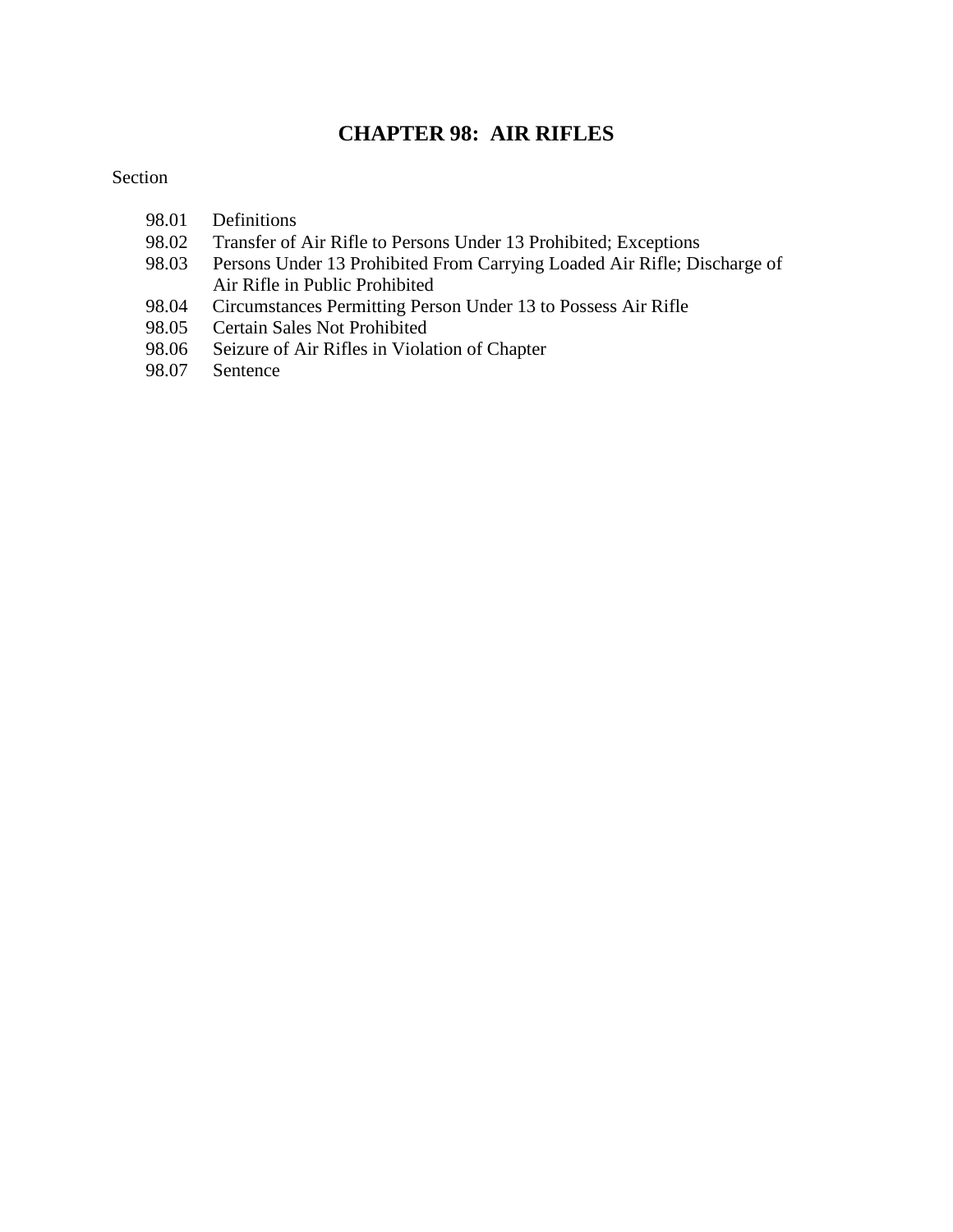# CHAPTER 98: AIR RIFLES

Section

98.01 Definitions
98.02 Transfer of Air Rifle to Persons Under 13 Prohibited; Exceptions
98.03 Persons Under 13 Prohibited From Carrying Loaded Air Rifle; Discharge of Air Rifle in Public Prohibited
98.04 Circumstances Permitting Person Under 13 to Possess Air Rifle
98.05 Certain Sales Not Prohibited
98.06 Seizure of Air Rifles in Violation of Chapter
98.07 Sentence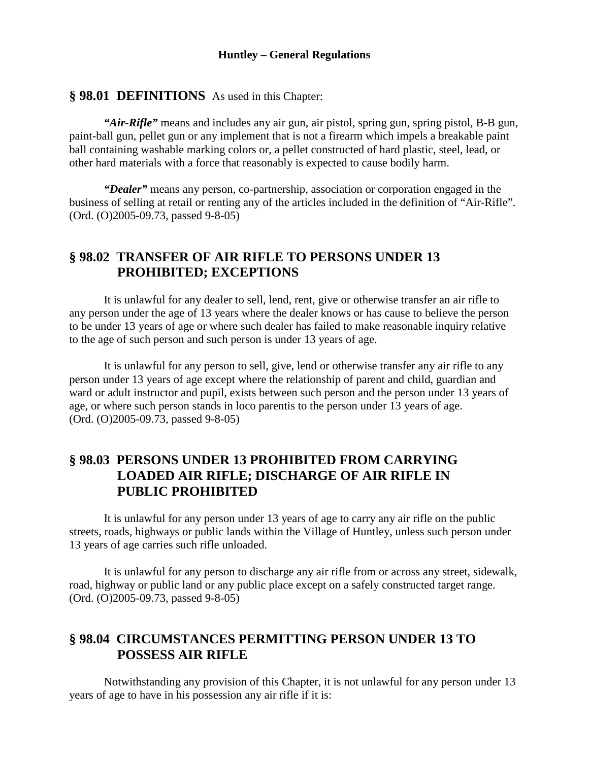## § 98.01 DEFINITIONS

As used in this Chapter:

***"Air-Rifle"*** means and includes any air gun, air pistol, spring gun, spring pistol, B-B gun, paint-ball gun, pellet gun or any implement that is not a firearm which impels a breakable paint ball containing washable marking colors or, a pellet constructed of hard plastic, steel, lead, or other hard materials with a force that reasonably is expected to cause bodily harm.

***"Dealer"*** means any person, co-partnership, association or corporation engaged in the business of selling at retail or renting any of the articles included in the definition of "Air-Rifle".
(Ord. (O)2005-09.73, passed 9-8-05)

## § 98.02 TRANSFER OF AIR RIFLE TO PERSONS UNDER 13 PROHIBITED; EXCEPTIONS

It is unlawful for any dealer to sell, lend, rent, give or otherwise transfer an air rifle to any person under the age of 13 years where the dealer knows or has cause to believe the person to be under 13 years of age or where such dealer has failed to make reasonable inquiry relative to the age of such person and such person is under 13 years of age.

It is unlawful for any person to sell, give, lend or otherwise transfer any air rifle to any person under 13 years of age except where the relationship of parent and child, guardian and ward or adult instructor and pupil, exists between such person and the person under 13 years of age, or where such person stands in loco parentis to the person under 13 years of age.
(Ord. (O)2005-09.73, passed 9-8-05)

## § 98.03 PERSONS UNDER 13 PROHIBITED FROM CARRYING LOADED AIR RIFLE; DISCHARGE OF AIR RIFLE IN PUBLIC PROHIBITED

It is unlawful for any person under 13 years of age to carry any air rifle on the public streets, roads, highways or public lands within the Village of Huntley, unless such person under 13 years of age carries such rifle unloaded.

It is unlawful for any person to discharge any air rifle from or across any street, sidewalk, road, highway or public land or any public place except on a safely constructed target range.
(Ord. (O)2005-09.73, passed 9-8-05)

## § 98.04 CIRCUMSTANCES PERMITTING PERSON UNDER 13 TO POSSESS AIR RIFLE

Notwithstanding any provision of this Chapter, it is not unlawful for any person under 13 years of age to have in his possession any air rifle if it is: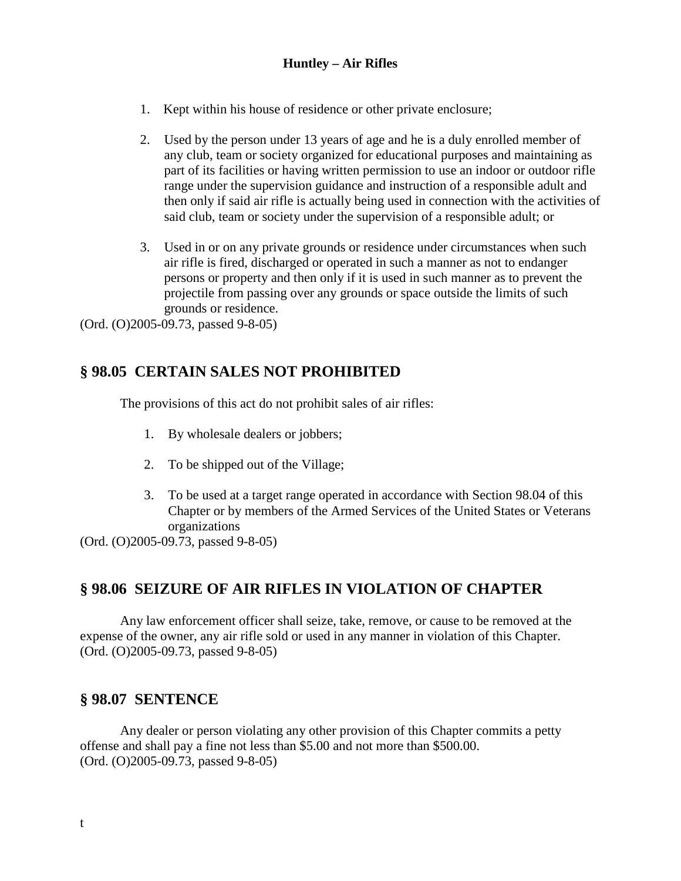1. Kept within his house of residence or other private enclosure;

2. Used by the person under 13 years of age and he is a duly enrolled member of any club, team or society organized for educational purposes and maintaining as part of its facilities or having written permission to use an indoor or outdoor rifle range under the supervision guidance and instruction of a responsible adult and then only if said air rifle is actually being used in connection with the activities of said club, team or society under the supervision of a responsible adult; or

3. Used in or on any private grounds or residence under circumstances when such air rifle is fired, discharged or operated in such a manner as not to endanger persons or property and then only if it is used in such manner as to prevent the projectile from passing over any grounds or space outside the limits of such grounds or residence.

(Ord. (O)2005-09.73, passed 9-8-05)

## § 98.05 CERTAIN SALES NOT PROHIBITED

The provisions of this act do not prohibit sales of air rifles:

1. By wholesale dealers or jobbers;

2. To be shipped out of the Village;

3. To be used at a target range operated in accordance with Section 98.04 of this Chapter or by members of the Armed Services of the United States or Veterans organizations

(Ord. (O)2005-09.73, passed 9-8-05)

## § 98.06 SEIZURE OF AIR RIFLES IN VIOLATION OF CHAPTER

Any law enforcement officer shall seize, take, remove, or cause to be removed at the expense of the owner, any air rifle sold or used in any manner in violation of this Chapter.
(Ord. (O)2005-09.73, passed 9-8-05)

## § 98.07 SENTENCE

Any dealer or person violating any other provision of this Chapter commits a petty offense and shall pay a fine not less than $5.00 and not more than $500.00.
(Ord. (O)2005-09.73, passed 9-8-05)

t